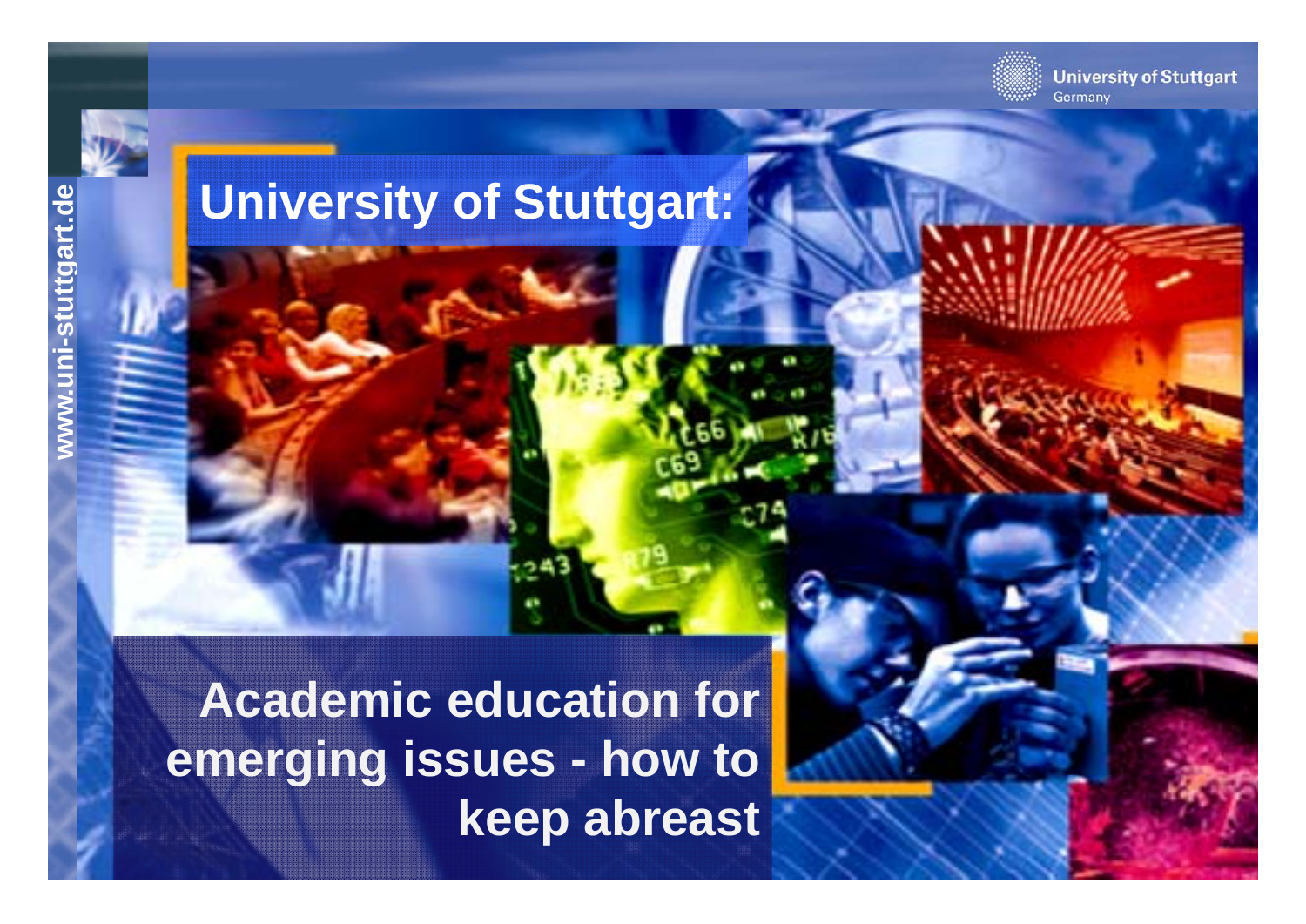# University of Stuttgart:

## Academic education for emerging issues - how to keep abreast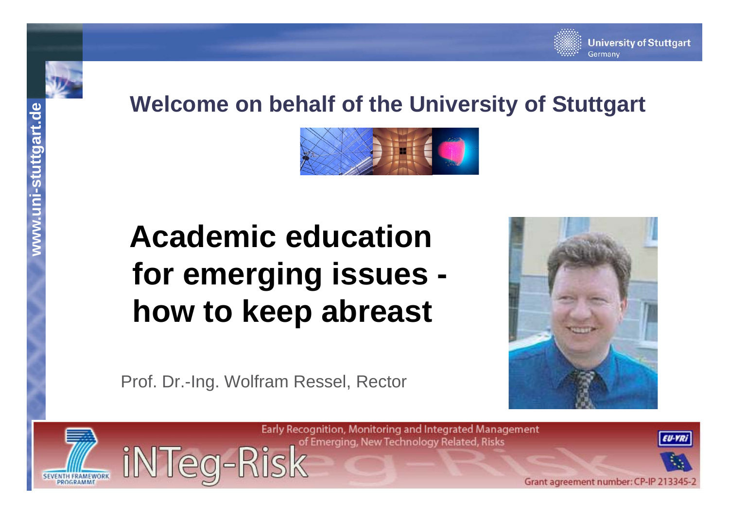## Welcome on behalf of the University of Stuttgart

# Academic education for emerging issues - how to keep abreast

Prof. Dr.-Ing. Wolfram Ressel, Rector

Early Recognition, Monitoring and Integrated Management of Emerging, New Technology Related, Risks

iNTeg-Risk

Grant agreement number: CP-IP 213345-2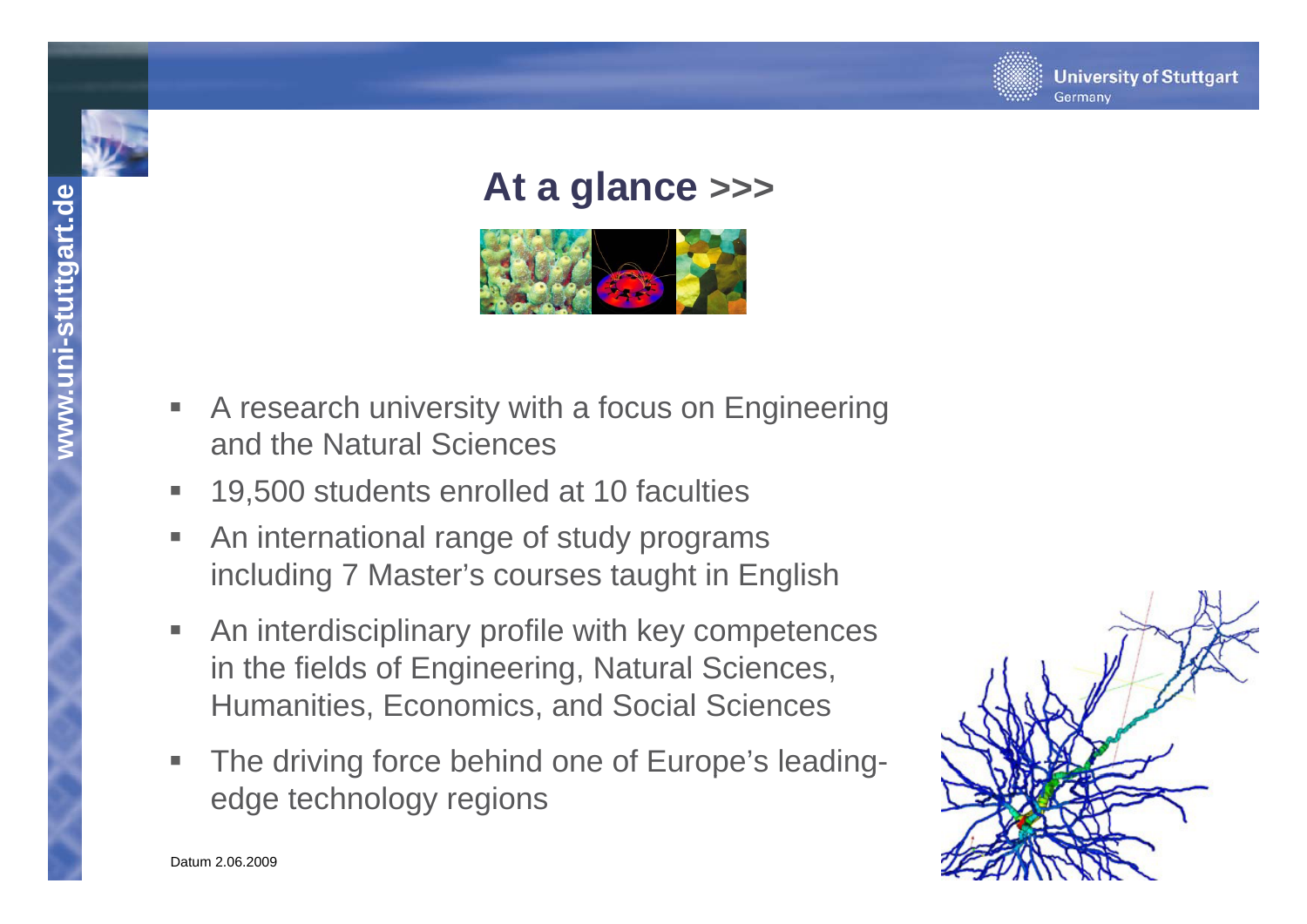# At a glance >>>

- A research university with a focus on Engineering and the Natural Sciences
- 19,500 students enrolled at 10 faculties
- An international range of study programs including 7 Master's courses taught in English
- An interdisciplinary profile with key competences in the fields of Engineering, Natural Sciences, Humanities, Economics, and Social Sciences
- The driving force behind one of Europe's leading-edge technology regions

Datum 2.06.2009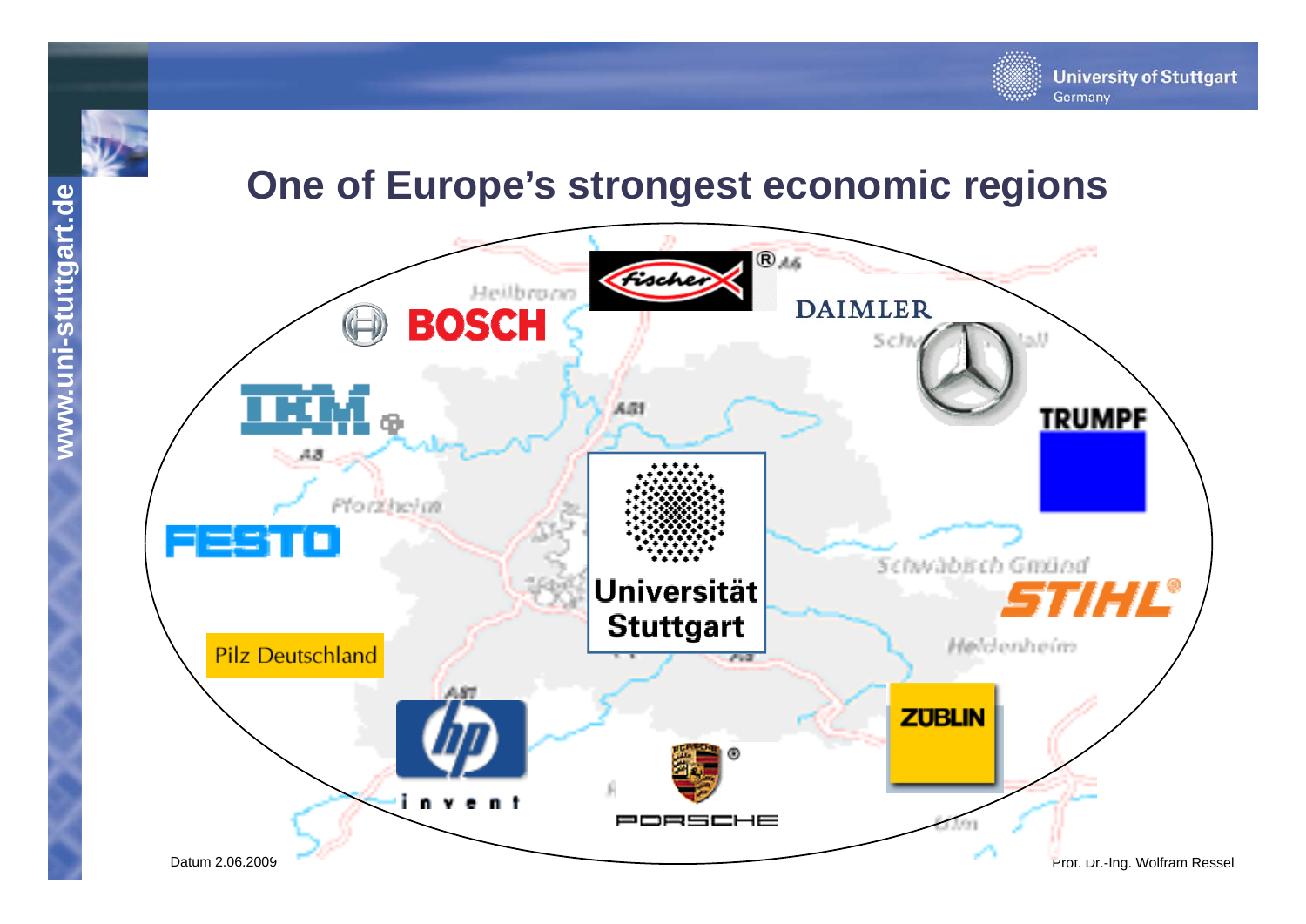# One of Europe's strongest economic regions

fischer

BOSCH

DAIMLER

IBM

TRUMPF

FESTO

Universität Stuttgart

STIHL

Pilz Deutschland

hp invent

ZÜBLIN

PORSCHE

Datum 2.06.2009

Prof. Dr.-Ing. Wolfram Ressel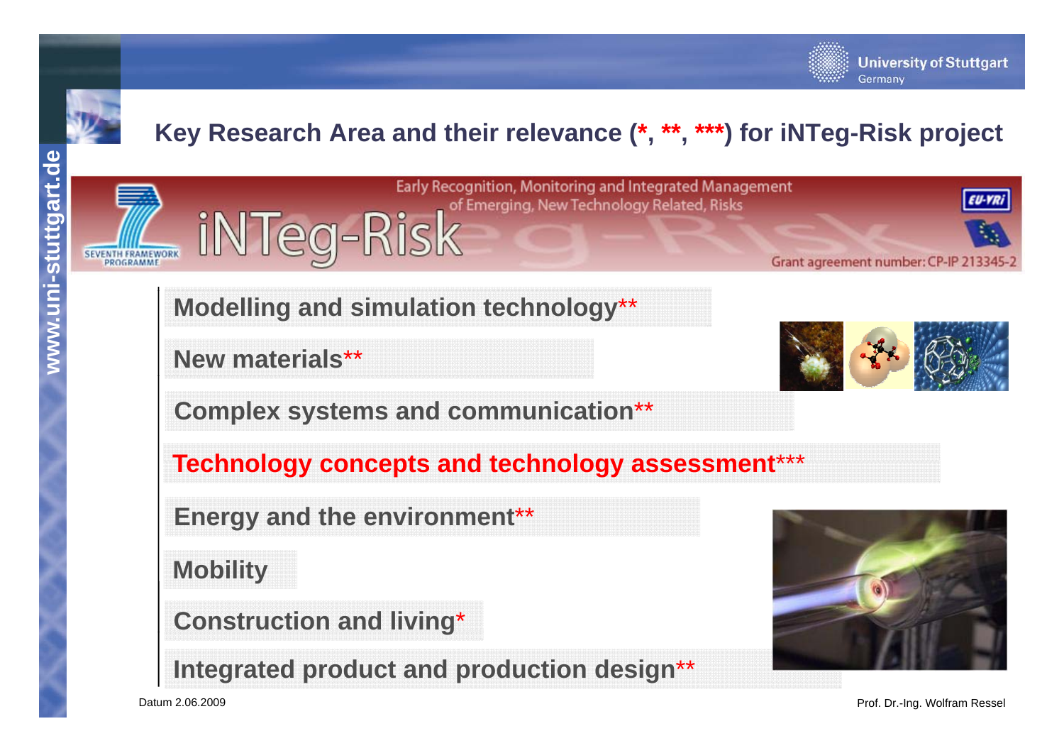## Key Research Area and their relevance (*, **, ***) for iNTeg-Risk project

iNTeg-Risk

Early Recognition, Monitoring and Integrated Management of Emerging, New Technology Related, Risks

SEVENTH FRAMEWORK PROGRAMME

EU-VRi

Grant agreement number: CP-IP 213345-2

- **Modelling and simulation technology****
- **New materials****
- **Complex systems and communication****
- **Technology concepts and technology assessment*****
- **Energy and the environment****
- **Mobility**
- **Construction and living***
- **Integrated product and production design****

Datum 2.06.2009

Prof. Dr.-Ing. Wolfram Ressel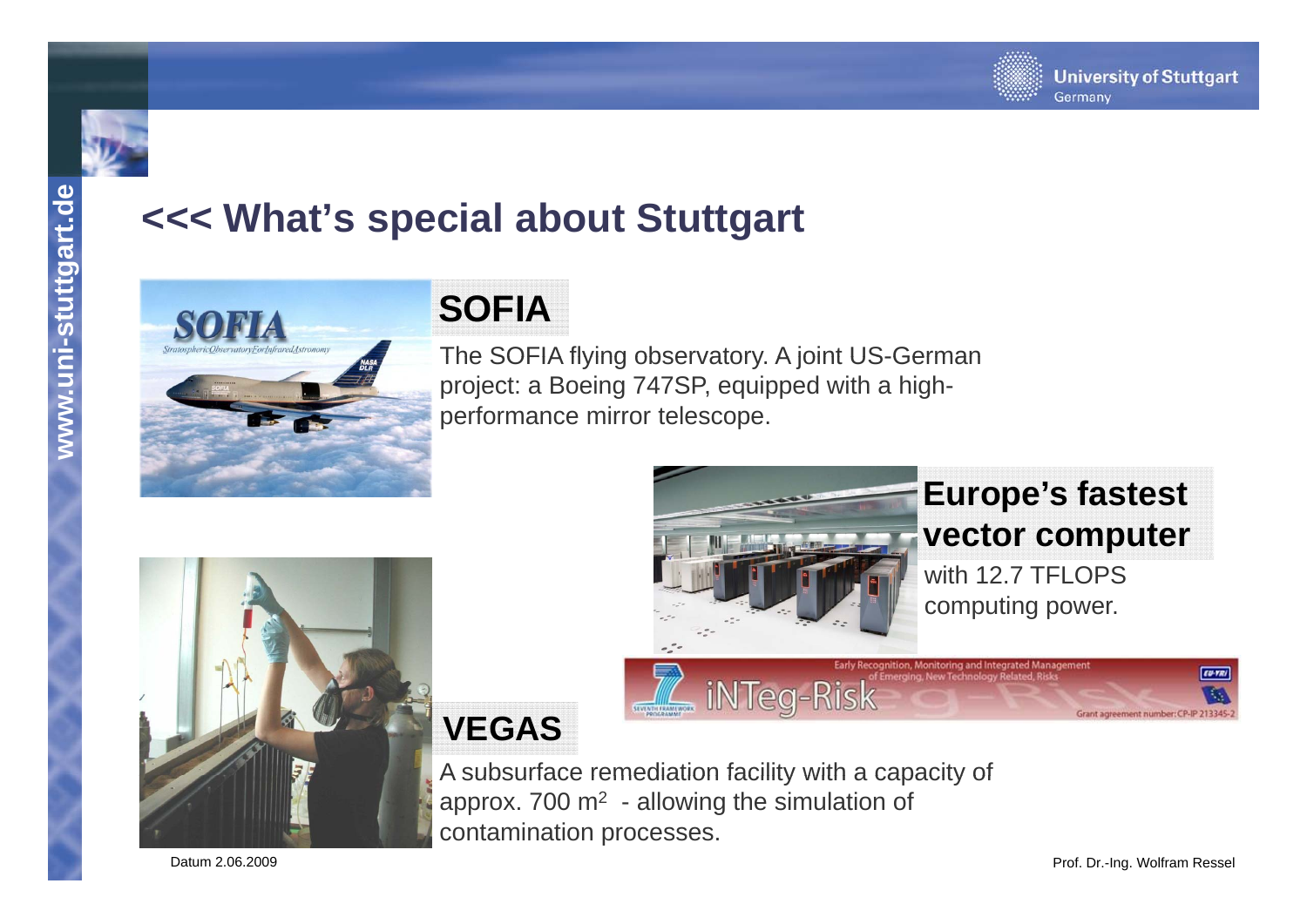# <<< What's special about Stuttgart

## SOFIA

The SOFIA flying observatory. A joint US-German project: a Boeing 747SP, equipped with a high-performance mirror telescope.

## Europe's fastest vector computer

with 12.7 TFLOPS computing power.

## VEGAS

A subsurface remediation facility with a capacity of approx. 700 $m^2$ - allowing the simulation of contamination processes.

Datum 2.06.2009

Prof. Dr.-Ing. Wolfram Ressel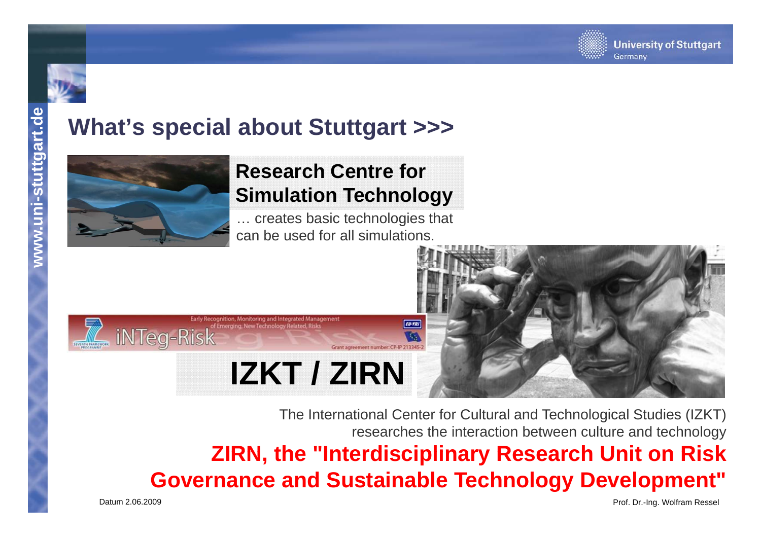# What's special about Stuttgart >>>

## Research Centre for Simulation Technology

… creates basic technologies that can be used for all simulations.

iNTeg-Risk

Early Recognition, Monitoring and Integrated Management of Emerging, New Technology Related, Risks

Grant agreement number: CP-IP 213345-2

## IZKT / ZIRN

The International Center for Cultural and Technological Studies (IZKT) researches the interaction between culture and technology

**ZIRN, the "Interdisciplinary Research Unit on Risk Governance and Sustainable Technology Development"**

Datum 2.06.2009

Prof. Dr.-Ing. Wolfram Ressel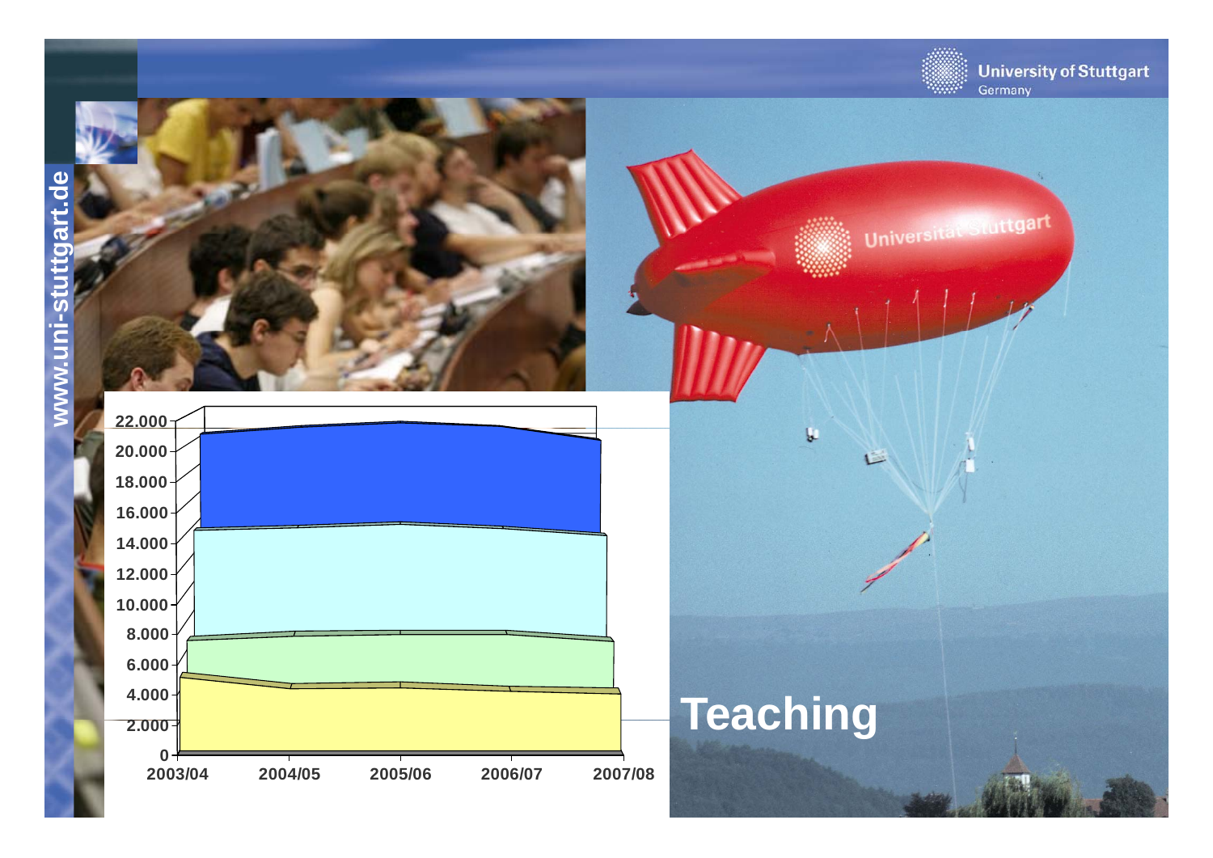# Teaching

| 22.000 |
|---|
| 20.000 |
| 18.000 |
| 16.000 |
| 14.000 |
| 12.000 |
| 10.000 |
| 8.000 |
| 6.000 |
| 4.000 |
| 2.000 |
| 0 |

2003/04 2004/05 2005/06 2006/07 2007/08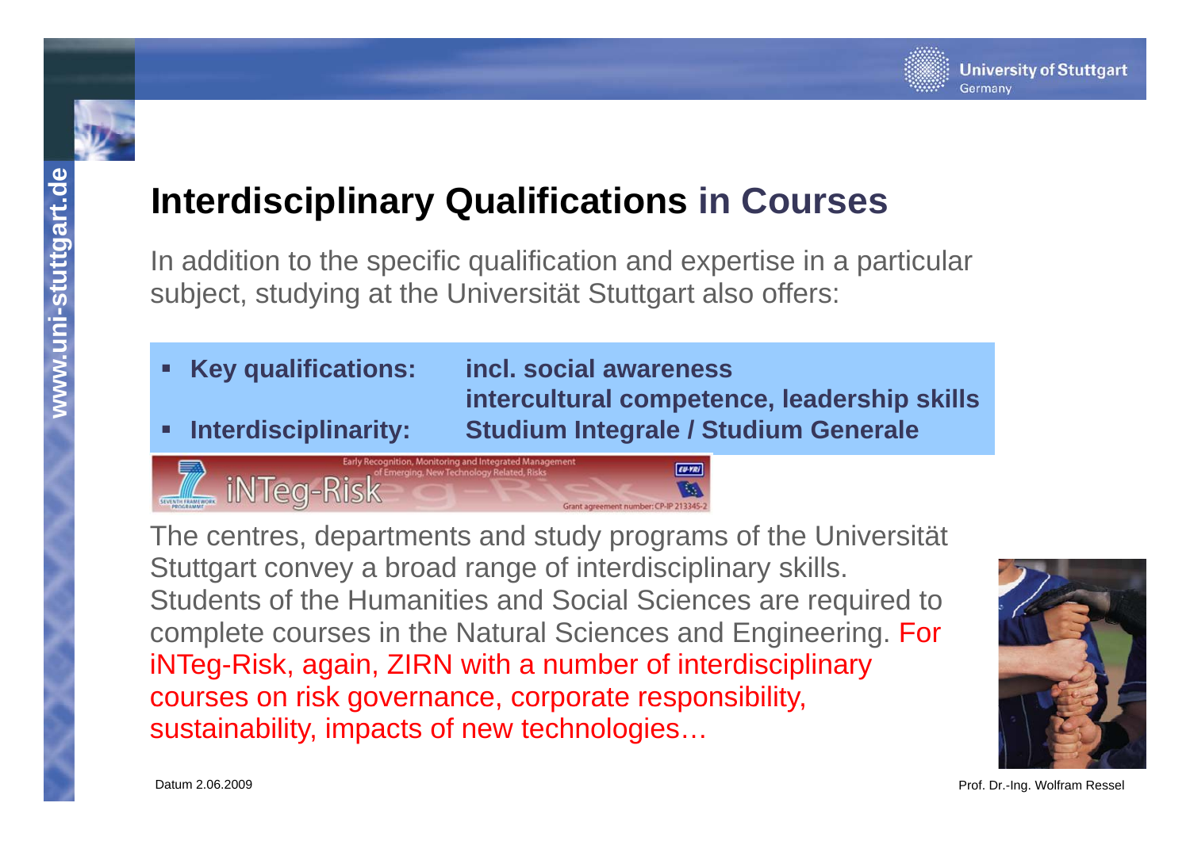# Interdisciplinary Qualifications in Courses

In addition to the specific qualification and expertise in a particular subject, studying at the Universität Stuttgart also offers:

- **Key qualifications:** **incl. social awareness intercultural competence, leadership skills**
- **Interdisciplinarity:** **Studium Integrale / Studium Generale**

The centres, departments and study programs of the Universität Stuttgart convey a broad range of interdisciplinary skills. Students of the Humanities and Social Sciences are required to complete courses in the Natural Sciences and Engineering. For iNTeg-Risk, again, ZIRN with a number of interdisciplinary courses on risk governance, corporate responsibility, sustainability, impacts of new technologies…

Datum 2.06.2009

Prof. Dr.-Ing. Wolfram Ressel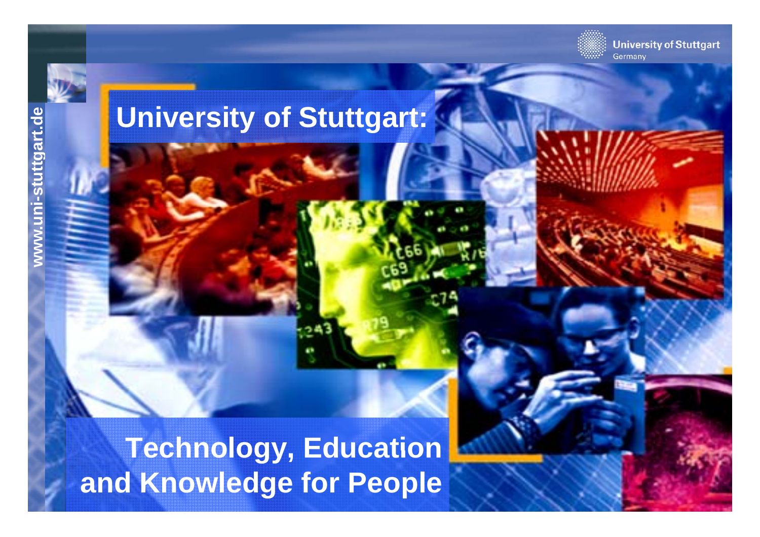# University of Stuttgart:

## Technology, Education and Knowledge for People

www.uni-stuttgart.de

University of Stuttgart
Germany